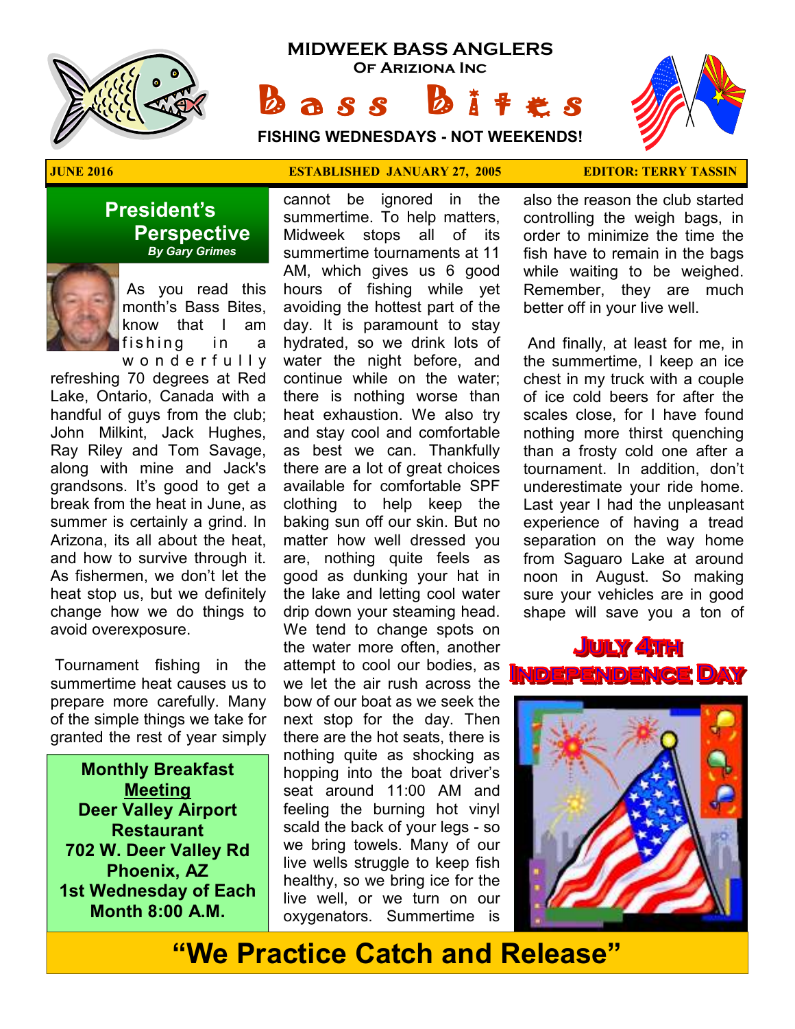# MIDWEEK BASS ANGLERS

**Of Ariziona Inc**

# Bass Bites

**FISHING WEDNESDAYS - NOT WEEKENDS!**

**JUNE 2016** | **ESTABLISHED JANUARY 27, 2005** | **EDITOR: TERRY TASSIN**

## President's Perspective

***By Gary Grimes***

As you read this month's Bass Bites, know that I am fishing in a wonderfully refreshing 70 degrees at Red Lake, Ontario, Canada with a handful of guys from the club; John Milkint, Jack Hughes, Ray Riley and Tom Savage, along with mine and Jack's grandsons. It's good to get a break from the heat in June, as summer is certainly a grind. In Arizona, its all about the heat, and how to survive through it. As fishermen, we don't let the heat stop us, but we definitely change how we do things to avoid overexposure.

Tournament fishing in the summertime heat causes us to prepare more carefully. Many of the simple things we take for granted the rest of year simply cannot be ignored in the summertime. To help matters, Midweek stops all of its summertime tournaments at 11 AM, which gives us 6 good hours of fishing while yet avoiding the hottest part of the day. It is paramount to stay hydrated, so we drink lots of water the night before, and continue while on the water; there is nothing worse than heat exhaustion. We also try and stay cool and comfortable as best we can. Thankfully there are a lot of great choices available for comfortable SPF clothing to help keep the baking sun off our skin. But no matter how well dressed you are, nothing quite feels as good as dunking your hat in the lake and letting cool water drip down your steaming head. We tend to change spots on the water more often, another attempt to cool our bodies, as we let the air rush across the bow of our boat as we seek the next stop for the day. Then there are the hot seats, there is nothing quite as shocking as hopping into the boat driver's seat around 11:00 AM and feeling the burning hot vinyl scald the back of your legs - so we bring towels. Many of our live wells struggle to keep fish healthy, so we bring ice for the live well, or we turn on our oxygenators. Summertime is also the reason the club started controlling the weigh bags, in order to minimize the time the fish have to remain in the bags while waiting to be weighed. Remember, they are much better off in your live well.

And finally, at least for me, in the summertime, I keep an ice chest in my truck with a couple of ice cold beers for after the scales close, for I have found nothing more thirst quenching than a frosty cold one after a tournament. In addition, don't underestimate your ride home. Last year I had the unpleasant experience of having a tread separation on the way home from Saguaro Lake at around noon in August. So making sure your vehicles are in good shape will save you a ton of

**Monthly Breakfast <u>Meeting</u>**
**Deer Valley Airport Restaurant**
**702 W. Deer Valley Rd**
**Phoenix, AZ**
**1st Wednesday of Each Month 8:00 A.M.**

## July 4th Independence Day

## "We Practice Catch and Release"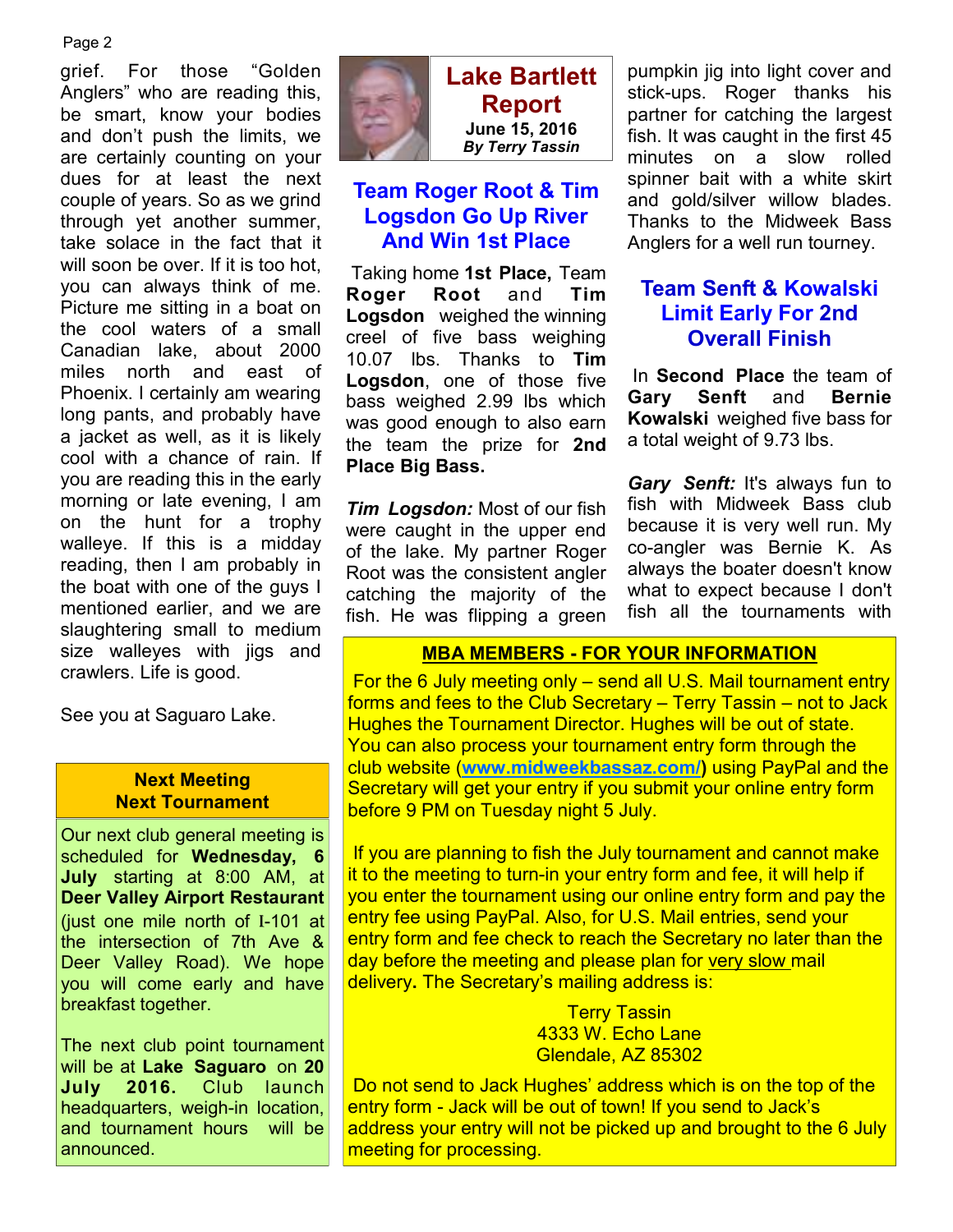grief. For those "Golden Anglers" who are reading this, be smart, know your bodies and don't push the limits, we are certainly counting on your dues for at least the next couple of years. So as we grind through yet another summer, take solace in the fact that it will soon be over. If it is too hot, you can always think of me. Picture me sitting in a boat on the cool waters of a small Canadian lake, about 2000 miles north and east of Phoenix. I certainly am wearing long pants, and probably have a jacket as well, as it is likely cool with a chance of rain. If you are reading this in the early morning or late evening, I am on the hunt for a trophy walleye. If this is a midday reading, then I am probably in the boat with one of the guys I mentioned earlier, and we are slaughtering small to medium size walleyes with jigs and crawlers. Life is good.

See you at Saguaro Lake.

## Next Meeting
## Next Tournament

Our next club general meeting is scheduled for **Wednesday, 6 July** starting at 8:00 AM, at **Deer Valley Airport Restaurant** (just one mile north of I-101 at the intersection of 7th Ave & Deer Valley Road). We hope you will come early and have breakfast together.

The next club point tournament will be at **Lake Saguaro** on **20 July 2016.** Club launch headquarters, weigh-in location, and tournament hours will be announced.

# Lake Bartlett Report

**June 15, 2016**
***By Terry Tassin***

## Team Roger Root & Tim Logsdon Go Up River And Win 1st Place

Taking home **1st Place,** Team **Roger Root** and **Tim Logsdon** weighed the winning creel of five bass weighing 10.07 lbs. Thanks to **Tim Logsdon**, one of those five bass weighed 2.99 lbs which was good enough to also earn the team the prize for **2nd Place Big Bass.**

***Tim Logsdon:*** Most of our fish were caught in the upper end of the lake. My partner Roger Root was the consistent angler catching the majority of the fish. He was flipping a green pumpkin jig into light cover and stick-ups. Roger thanks his partner for catching the largest fish. It was caught in the first 45 minutes on a slow rolled spinner bait with a white skirt and gold/silver willow blades. Thanks to the Midweek Bass Anglers for a well run tourney.

## Team Senft & Kowalski Limit Early For 2nd Overall Finish

In **Second Place** the team of **Gary Senft** and **Bernie Kowalski** weighed five bass for a total weight of 9.73 lbs.

***Gary Senft:*** It's always fun to fish with Midweek Bass club because it is very well run. My co-angler was Bernie K. As always the boater doesn't know what to expect because I don't fish all the tournaments with

## MBA MEMBERS - FOR YOUR INFORMATION

For the 6 July meeting only – send all U.S. Mail tournament entry forms and fees to the Club Secretary – Terry Tassin – not to Jack Hughes the Tournament Director. Hughes will be out of state. You can also process your tournament entry form through the club website (www.midweekbassaz.com/) using PayPal and the Secretary will get your entry if you submit your online entry form before 9 PM on Tuesday night 5 July.

If you are planning to fish the July tournament and cannot make it to the meeting to turn-in your entry form and fee, it will help if you enter the tournament using our online entry form and pay the entry fee using PayPal. Also, for U.S. Mail entries, send your entry form and fee check to reach the Secretary no later than the day before the meeting and please plan for very slow mail delivery**.** The Secretary's mailing address is:

Terry Tassin
4333 W. Echo Lane
Glendale, AZ 85302

Do not send to Jack Hughes' address which is on the top of the entry form - Jack will be out of town! If you send to Jack's address your entry will not be picked up and brought to the 6 July meeting for processing.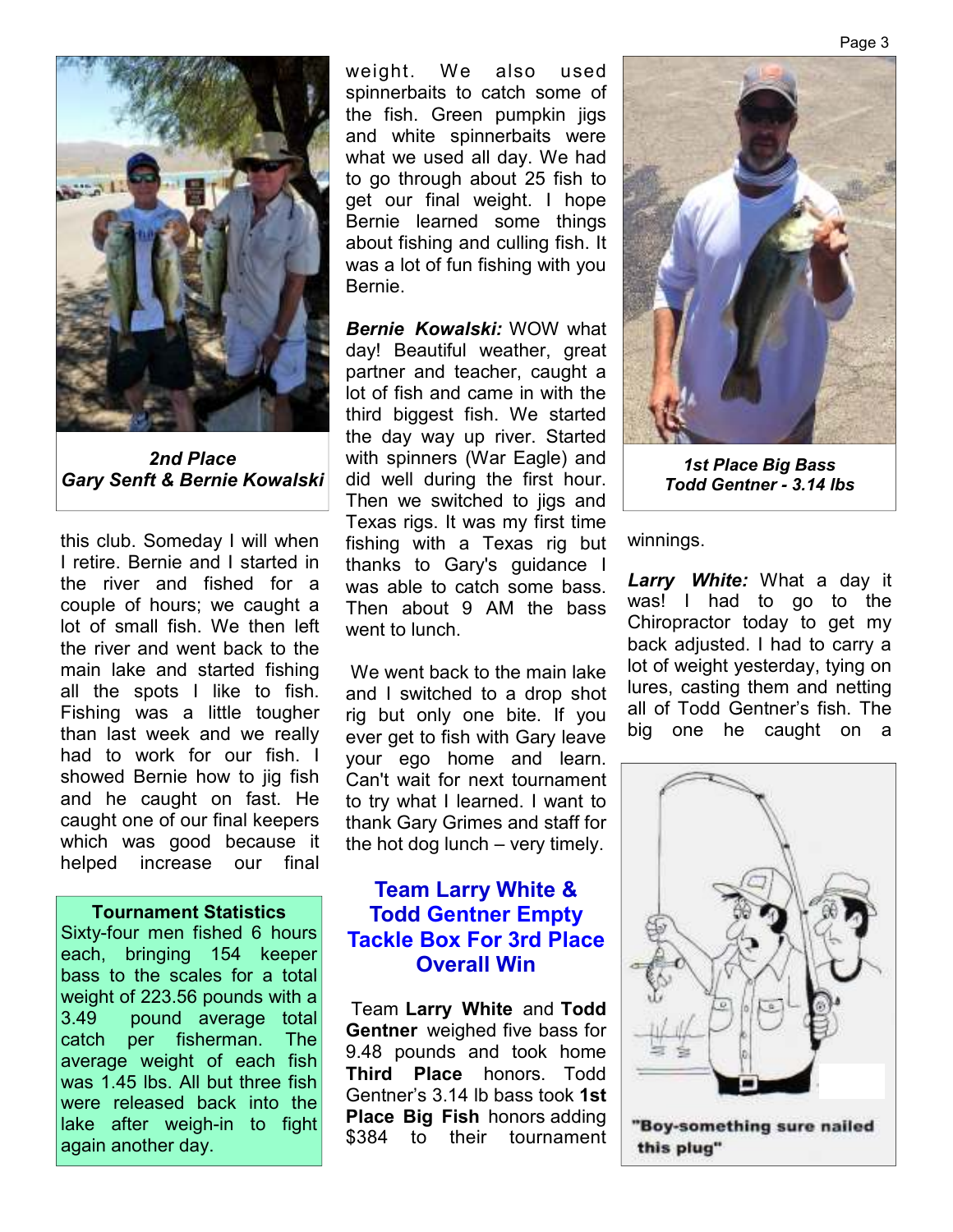*2nd Place*
*Gary Senft & Bernie Kowalski*

this club. Someday I will when I retire. Bernie and I started in the river and fished for a couple of hours; we caught a lot of small fish. We then left the river and went back to the main lake and started fishing all the spots I like to fish. Fishing was a little tougher than last week and we really had to work for our fish. I showed Bernie how to jig fish and he caught on fast. He caught one of our final keepers which was good because it helped increase our final weight. We also used spinnerbaits to catch some of the fish. Green pumpkin jigs and white spinnerbaits were what we used all day. We had to go through about 25 fish to get our final weight. I hope Bernie learned some things about fishing and culling fish. It was a lot of fun fishing with you Bernie.

***Bernie Kowalski:*** WOW what day! Beautiful weather, great partner and teacher, caught a lot of fish and came in with the third biggest fish. We started the day way up river. Started with spinners (War Eagle) and did well during the first hour. Then we switched to jigs and Texas rigs. It was my first time fishing with a Texas rig but thanks to Gary's guidance I was able to catch some bass. Then about 9 AM the bass went to lunch.

We went back to the main lake and I switched to a drop shot rig but only one bite. If you ever get to fish with Gary leave your ego home and learn. Can't wait for next tournament to try what I learned. I want to thank Gary Grimes and staff for the hot dog lunch – very timely.

**Tournament Statistics**

Sixty-four men fished 6 hours each, bringing 154 keeper bass to the scales for a total weight of 223.56 pounds with a 3.49 pound average total catch per fisherman. The average weight of each fish was 1.45 lbs. All but three fish were released back into the lake after weigh-in to fight again another day.

## Team Larry White & Todd Gentner Empty Tackle Box For 3rd Place Overall Win

Team **Larry White** and **Todd Gentner** weighed five bass for 9.48 pounds and took home **Third Place** honors. Todd Gentner's 3.14 lb bass took **1st Place Big Fish** honors adding $384 to their tournament winnings.

*1st Place Big Bass*
*Todd Gentner - 3.14 lbs*

***Larry White:*** What a day it was! I had to go to the Chiropractor today to get my back adjusted. I had to carry a lot of weight yesterday, tying on lures, casting them and netting all of Todd Gentner's fish. The big one he caught on a

"Boy-something sure nailed this plug"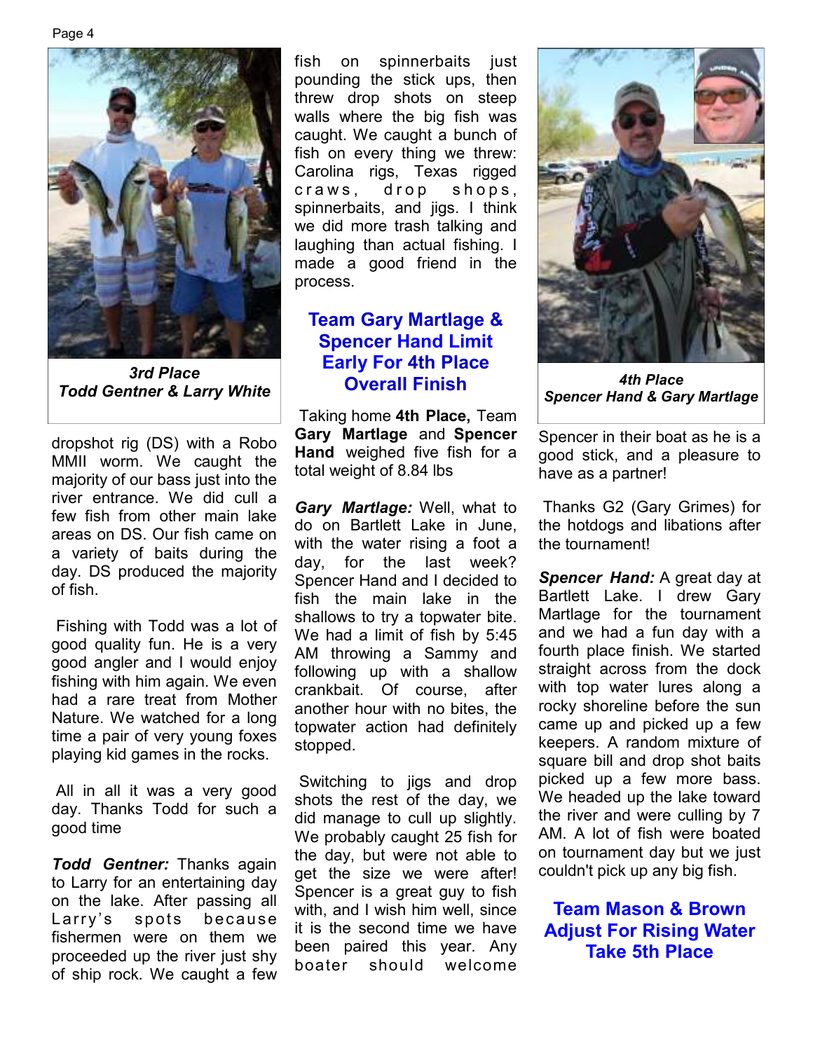*3rd Place*
***Todd Gentner & Larry White***

dropshot rig (DS) with a Robo MMII worm. We caught the majority of our bass just into the river entrance. We did cull a few fish from other main lake areas on DS. Our fish came on a variety of baits during the day. DS produced the majority of fish.

Fishing with Todd was a lot of good quality fun. He is a very good angler and I would enjoy fishing with him again. We even had a rare treat from Mother Nature. We watched for a long time a pair of very young foxes playing kid games in the rocks.

All in all it was a very good day. Thanks Todd for such a good time

***Todd Gentner:*** Thanks again to Larry for an entertaining day on the lake. After passing all Larry's spots because fishermen were on them we proceeded up the river just shy of ship rock. We caught a few fish on spinnerbaits just pounding the stick ups, then threw drop shots on steep walls where the big fish was caught. We caught a bunch of fish on every thing we threw: Carolina rigs, Texas rigged craws, drop shops, spinnerbaits, and jigs. I think we did more trash talking and laughing than actual fishing. I made a good friend in the process.

## Team Gary Martlage & Spencer Hand Limit Early For 4th Place Overall Finish

Taking home **4th Place,** Team **Gary Martlage** and **Spencer Hand** weighed five fish for a total weight of 8.84 lbs

***Gary Martlage:*** Well, what to do on Bartlett Lake in June, with the water rising a foot a day, for the last week? Spencer Hand and I decided to fish the main lake in the shallows to try a topwater bite. We had a limit of fish by 5:45 AM throwing a Sammy and following up with a shallow crankbait. Of course, after another hour with no bites, the topwater action had definitely stopped.

Switching to jigs and drop shots the rest of the day, we did manage to cull up slightly. We probably caught 25 fish for the day, but were not able to get the size we were after! Spencer is a great guy to fish with, and I wish him well, since it is the second time we have been paired this year. Any boater should welcome Spencer in their boat as he is a good stick, and a pleasure to have as a partner!

Thanks G2 (Gary Grimes) for the hotdogs and libations after the tournament!

*4th Place*
***Spencer Hand & Gary Martlage***

***Spencer Hand:*** A great day at Bartlett Lake. I drew Gary Martlage for the tournament and we had a fun day with a fourth place finish. We started straight across from the dock with top water lures along a rocky shoreline before the sun came up and picked up a few keepers. A random mixture of square bill and drop shot baits picked up a few more bass. We headed up the lake toward the river and were culling by 7 AM. A lot of fish were boated on tournament day but we just couldn't pick up any big fish.

## Team Mason & Brown Adjust For Rising Water Take 5th Place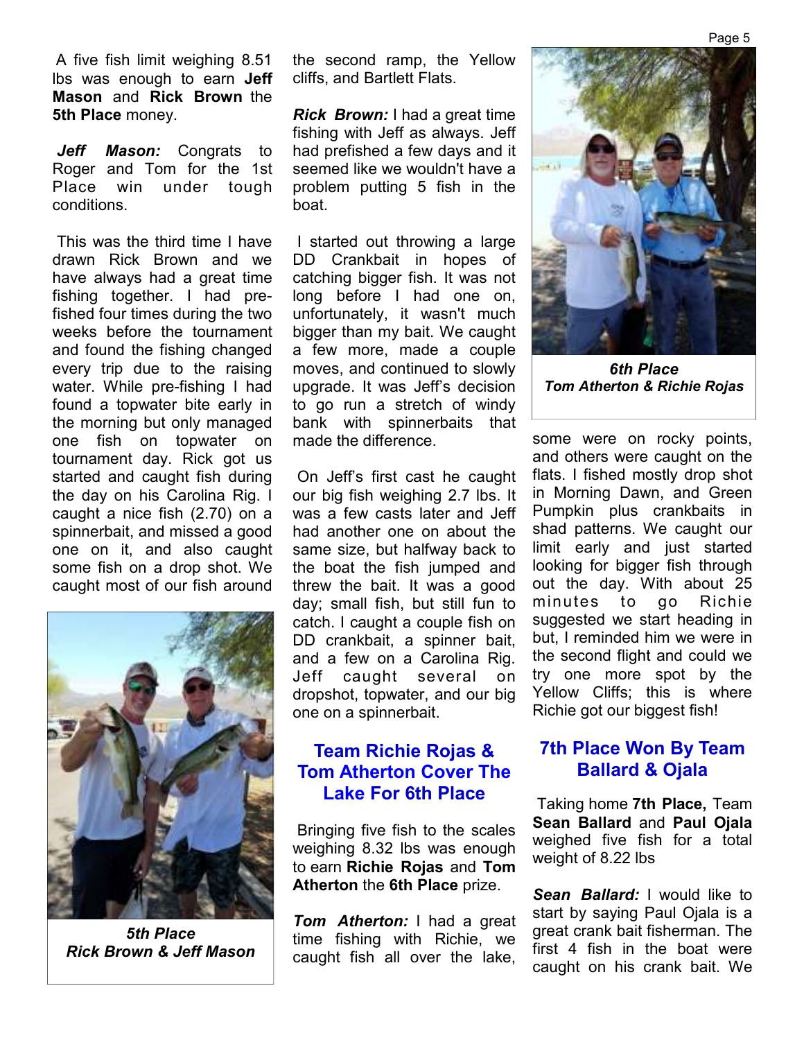A five fish limit weighing 8.51 lbs was enough to earn **Jeff Mason** and **Rick Brown** the **5th Place** money.

***Jeff Mason:*** Congrats to Roger and Tom for the 1st Place win under tough conditions.

This was the third time I have drawn Rick Brown and we have always had a great time fishing together. I had pre-fished four times during the two weeks before the tournament and found the fishing changed every trip due to the raising water. While pre-fishing I had found a topwater bite early in the morning but only managed one fish on topwater on tournament day. Rick got us started and caught fish during the day on his Carolina Rig. I caught a nice fish (2.70) on a spinnerbait, and missed a good one on it, and also caught some fish on a drop shot. We caught most of our fish around the second ramp, the Yellow cliffs, and Bartlett Flats.

***5th Place***
***Rick Brown & Jeff Mason***

***Rick Brown:*** I had a great time fishing with Jeff as always. Jeff had prefished a few days and it seemed like we wouldn't have a problem putting 5 fish in the boat.

I started out throwing a large DD Crankbait in hopes of catching bigger fish. It was not long before I had one on, unfortunately, it wasn't much bigger than my bait. We caught a few more, made a couple moves, and continued to slowly upgrade. It was Jeff's decision to go run a stretch of windy bank with spinnerbaits that made the difference.

On Jeff's first cast he caught our big fish weighing 2.7 lbs. It was a few casts later and Jeff had another one on about the same size, but halfway back to the boat the fish jumped and threw the bait. It was a good day; small fish, but still fun to catch. I caught a couple fish on DD crankbait, a spinner bait, and a few on a Carolina Rig. Jeff caught several on dropshot, topwater, and our big one on a spinnerbait.

## Team Richie Rojas & Tom Atherton Cover The Lake For 6th Place

Bringing five fish to the scales weighing 8.32 lbs was enough to earn **Richie Rojas** and **Tom Atherton** the **6th Place** prize.

***Tom Atherton:*** I had a great time fishing with Richie, we caught fish all over the lake, some were on rocky points, and others were caught on the flats. I fished mostly drop shot in Morning Dawn, and Green Pumpkin plus crankbaits in shad patterns. We caught our limit early and just started looking for bigger fish through out the day. With about 25 minutes to go Richie suggested we start heading in but, I reminded him we were in the second flight and could we try one more spot by the Yellow Cliffs; this is where Richie got our biggest fish!

***6th Place***
***Tom Atherton & Richie Rojas***

## 7th Place Won By Team Ballard & Ojala

Taking home **7th Place,** Team **Sean Ballard** and **Paul Ojala** weighed five fish for a total weight of 8.22 lbs

***Sean Ballard:*** I would like to start by saying Paul Ojala is a great crank bait fisherman. The first 4 fish in the boat were caught on his crank bait. We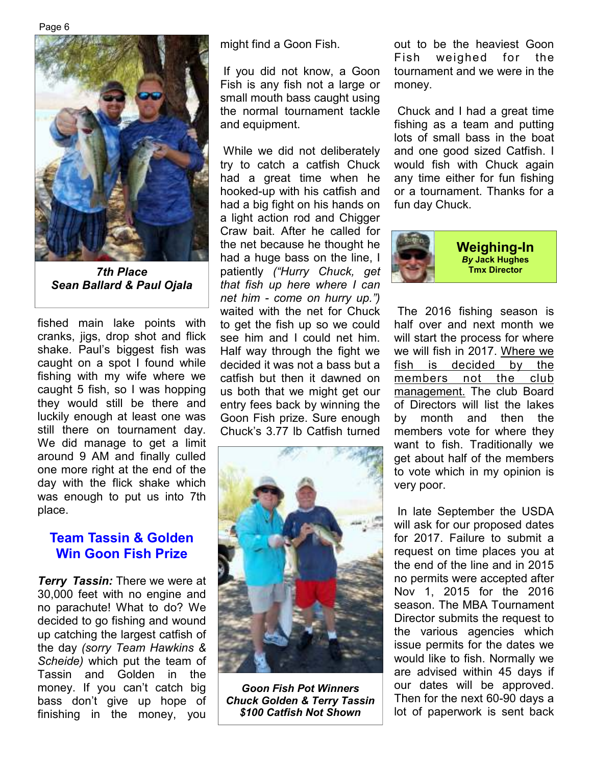*7th Place*
***Sean Ballard & Paul Ojala***

fished main lake points with cranks, jigs, drop shot and flick shake. Paul's biggest fish was caught on a spot I found while fishing with my wife where we caught 5 fish, so I was hopping they would still be there and luckily enough at least one was still there on tournament day. We did manage to get a limit around 9 AM and finally culled one more right at the end of the day with the flick shake which was enough to put us into 7th place.

## Team Tassin & Golden Win Goon Fish Prize

***Terry Tassin:*** There we were at 30,000 feet with no engine and no parachute! What to do? We decided to go fishing and wound up catching the largest catfish of the day *(sorry Team Hawkins & Scheide)* which put the team of Tassin and Golden in the money. If you can't catch big bass don't give up hope of finishing in the money, you might find a Goon Fish.

If you did not know, a Goon Fish is any fish not a large or small mouth bass caught using the normal tournament tackle and equipment.

While we did not deliberately try to catch a catfish Chuck had a great time when he hooked-up with his catfish and had a big fight on his hands on a light action rod and Chigger Craw bait. After he called for the net because he thought he had a huge bass on the line, I patiently *("Hurry Chuck, get that fish up here where I can net him - come on hurry up.")* waited with the net for Chuck to get the fish up so we could see him and I could net him. Half way through the fight we decided it was not a bass but a catfish but then it dawned on us both that we might get our entry fees back by winning the Goon Fish prize. Sure enough Chuck's 3.77 lb Catfish turned out to be the heaviest Goon Fish weighed for the tournament and we were in the money.

***Goon Fish Pot Winners***
***Chuck Golden & Terry Tassin***
***$100 Catfish Not Shown***

Chuck and I had a great time fishing as a team and putting lots of small bass in the boat and one good sized Catfish. I would fish with Chuck again any time either for fun fishing or a tournament. Thanks for a fun day Chuck.

## Weighing-In

***By* Jack Hughes**
**Tmx Director**

The 2016 fishing season is half over and next month we will start the process for where we will fish in 2017. Where we fish is decided by the members not the club management. The club Board of Directors will list the lakes by month and then the members vote for where they want to fish. Traditionally we get about half of the members to vote which in my opinion is very poor.

In late September the USDA will ask for our proposed dates for 2017. Failure to submit a request on time places you at the end of the line and in 2015 no permits were accepted after Nov 1, 2015 for the 2016 season. The MBA Tournament Director submits the request to the various agencies which issue permits for the dates we would like to fish. Normally we are advised within 45 days if our dates will be approved. Then for the next 60-90 days a lot of paperwork is sent back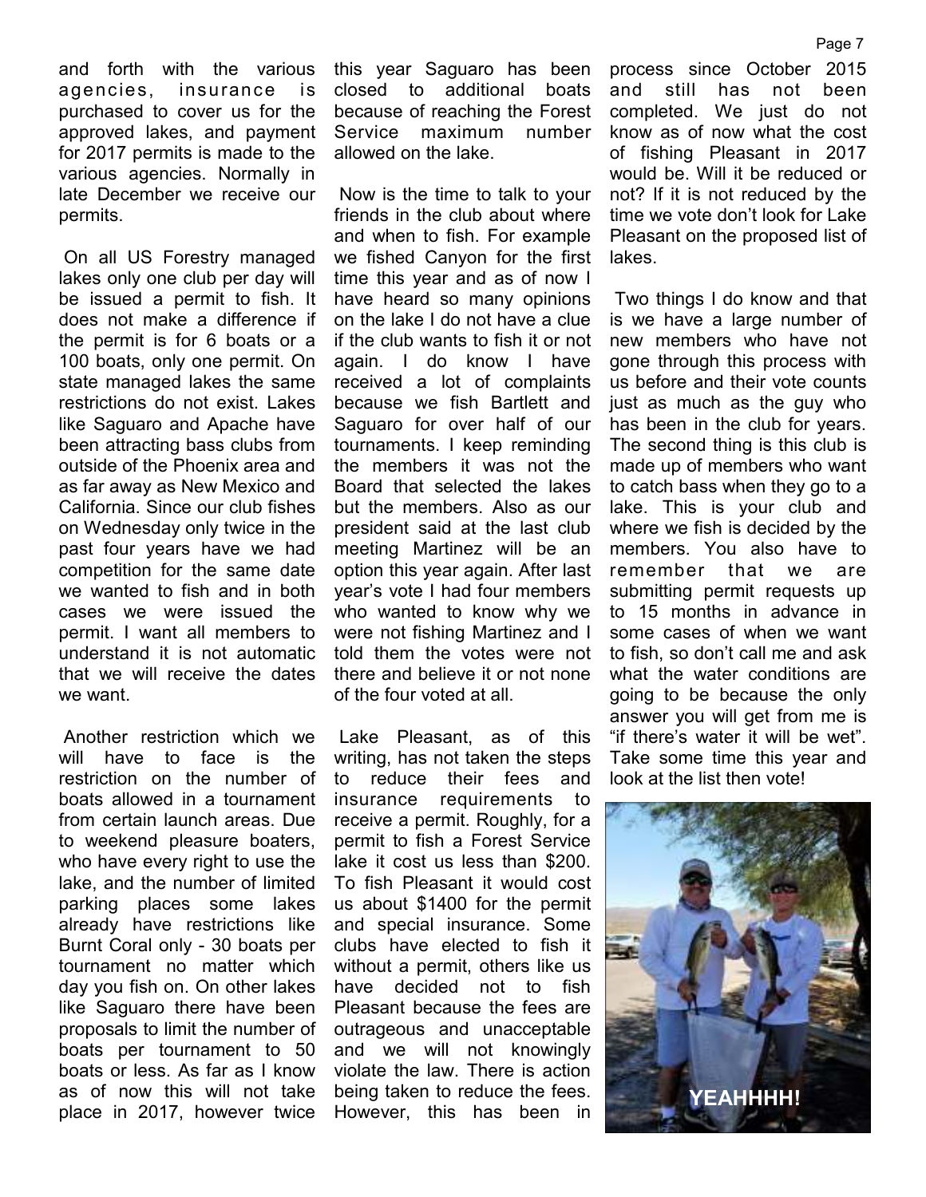and forth with the various agencies, insurance is purchased to cover us for the approved lakes, and payment for 2017 permits is made to the various agencies. Normally in late December we receive our permits.

On all US Forestry managed lakes only one club per day will be issued a permit to fish. It does not make a difference if the permit is for 6 boats or a 100 boats, only one permit. On state managed lakes the same restrictions do not exist. Lakes like Saguaro and Apache have been attracting bass clubs from outside of the Phoenix area and as far away as New Mexico and California. Since our club fishes on Wednesday only twice in the past four years have we had competition for the same date we wanted to fish and in both cases we were issued the permit. I want all members to understand it is not automatic that we will receive the dates we want.

Another restriction which we will have to face is the restriction on the number of boats allowed in a tournament from certain launch areas. Due to weekend pleasure boaters, who have every right to use the lake, and the number of limited parking places some lakes already have restrictions like Burnt Coral only - 30 boats per tournament no matter which day you fish on. On other lakes like Saguaro there have been proposals to limit the number of boats per tournament to 50 boats or less. As far as I know as of now this will not take place in 2017, however twice this year Saguaro has been closed to additional boats because of reaching the Forest Service maximum number allowed on the lake.

Now is the time to talk to your friends in the club about where and when to fish. For example we fished Canyon for the first time this year and as of now I have heard so many opinions on the lake I do not have a clue if the club wants to fish it or not again. I do know I have received a lot of complaints because we fish Bartlett and Saguaro for over half of our tournaments. I keep reminding the members it was not the Board that selected the lakes but the members. Also as our president said at the last club meeting Martinez will be an option this year again. After last year's vote I had four members who wanted to know why we were not fishing Martinez and I told them the votes were not there and believe it or not none of the four voted at all.

Lake Pleasant, as of this writing, has not taken the steps to reduce their fees and insurance requirements to receive a permit. Roughly, for a permit to fish a Forest Service lake it cost us less than $200. To fish Pleasant it would cost us about $1400 for the permit and special insurance. Some clubs have elected to fish it without a permit, others like us have decided not to fish Pleasant because the fees are outrageous and unacceptable and we will not knowingly violate the law. There is action being taken to reduce the fees. However, this has been in process since October 2015 and still has not been completed. We just do not know as of now what the cost of fishing Pleasant in 2017 would be. Will it be reduced or not? If it is not reduced by the time we vote don't look for Lake Pleasant on the proposed list of lakes.

Two things I do know and that is we have a large number of new members who have not gone through this process with us before and their vote counts just as much as the guy who has been in the club for years. The second thing is this club is made up of members who want to catch bass when they go to a lake. This is your club and where we fish is decided by the members. You also have to remember that we are submitting permit requests up to 15 months in advance in some cases of when we want to fish, so don't call me and ask what the water conditions are going to be because the only answer you will get from me is "if there's water it will be wet". Take some time this year and look at the list then vote!

YEAHHHH!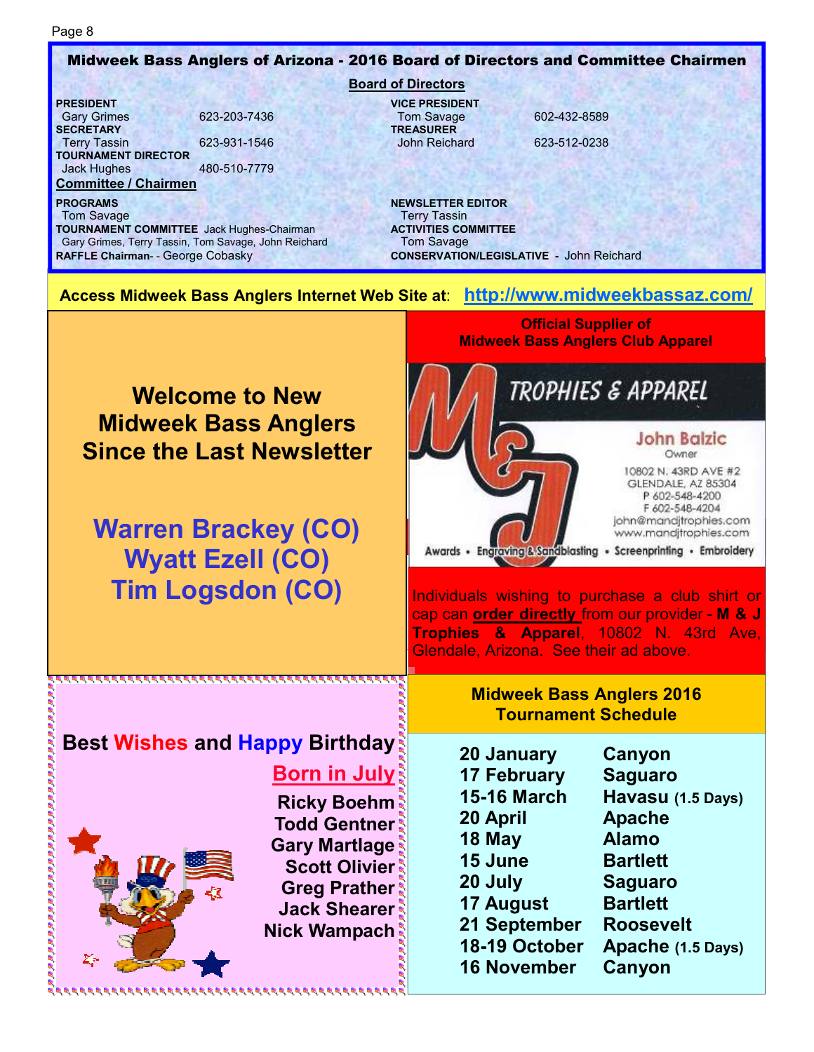## Midweek Bass Anglers of Arizona - 2016 Board of Directors and Committee Chairmen

**Board of Directors**

**PRESIDENT**
Gary Grimes 623-203-7436

**VICE PRESIDENT**
Tom Savage 602-432-8589

**SECRETARY**
Terry Tassin 623-931-1546

**TREASURER**
John Reichard 623-512-0238

**TOURNAMENT DIRECTOR**
Jack Hughes 480-510-7779

**Committee / Chairmen**

**PROGRAMS**
Tom Savage

**TOURNAMENT COMMITTEE** Jack Hughes-Chairman
Gary Grimes, Terry Tassin, Tom Savage, John Reichard

**RAFFLE Chairman**- - George Cobasky

**NEWSLETTER EDITOR**
Terry Tassin

**ACTIVITIES COMMITTEE**
Tom Savage

**CONSERVATION/LEGISLATIVE** - John Reichard

**Access Midweek Bass Anglers Internet Web Site at**: http://www.midweekbassaz.com/

## Welcome to New Midweek Bass Anglers Since the Last Newsletter

**Warren Brackey (CO)**
**Wyatt Ezell (CO)**
**Tim Logsdon (CO)**

**Official Supplier of Midweek Bass Anglers Club Apparel**

TROPHIES & APPAREL
John Balzic
Owner
10802 N. 43RD AVE #2
GLENDALE, AZ 85304
P 602-548-4200
F 602-548-4204
john@mandjtrophies.com
www.mandjtrophies.com
Awards • Engraving & Sandblasting • Screenprinting • Embroidery

Individuals wishing to purchase a club shirt or cap can **order directly** from our provider - **M & J Trophies & Apparel**, 10802 N. 43rd Ave, Glendale, Arizona. See their ad above.

## Best Wishes and Happy Birthday

**Born in July**

Ricky Boehm
Todd Gentner
Gary Martlage
Scott Olivier
Greg Prather
Jack Shearer
Nick Wampach

## Midweek Bass Anglers 2016 Tournament Schedule

| | |
|---|---|
| 20 January | Canyon |
| 17 February | Saguaro |
| 15-16 March | Havasu (1.5 Days) |
| 20 April | Apache |
| 18 May | Alamo |
| 15 June | Bartlett |
| 20 July | Saguaro |
| 17 August | Bartlett |
| 21 September | Roosevelt |
| 18-19 October | Apache (1.5 Days) |
| 16 November | Canyon |